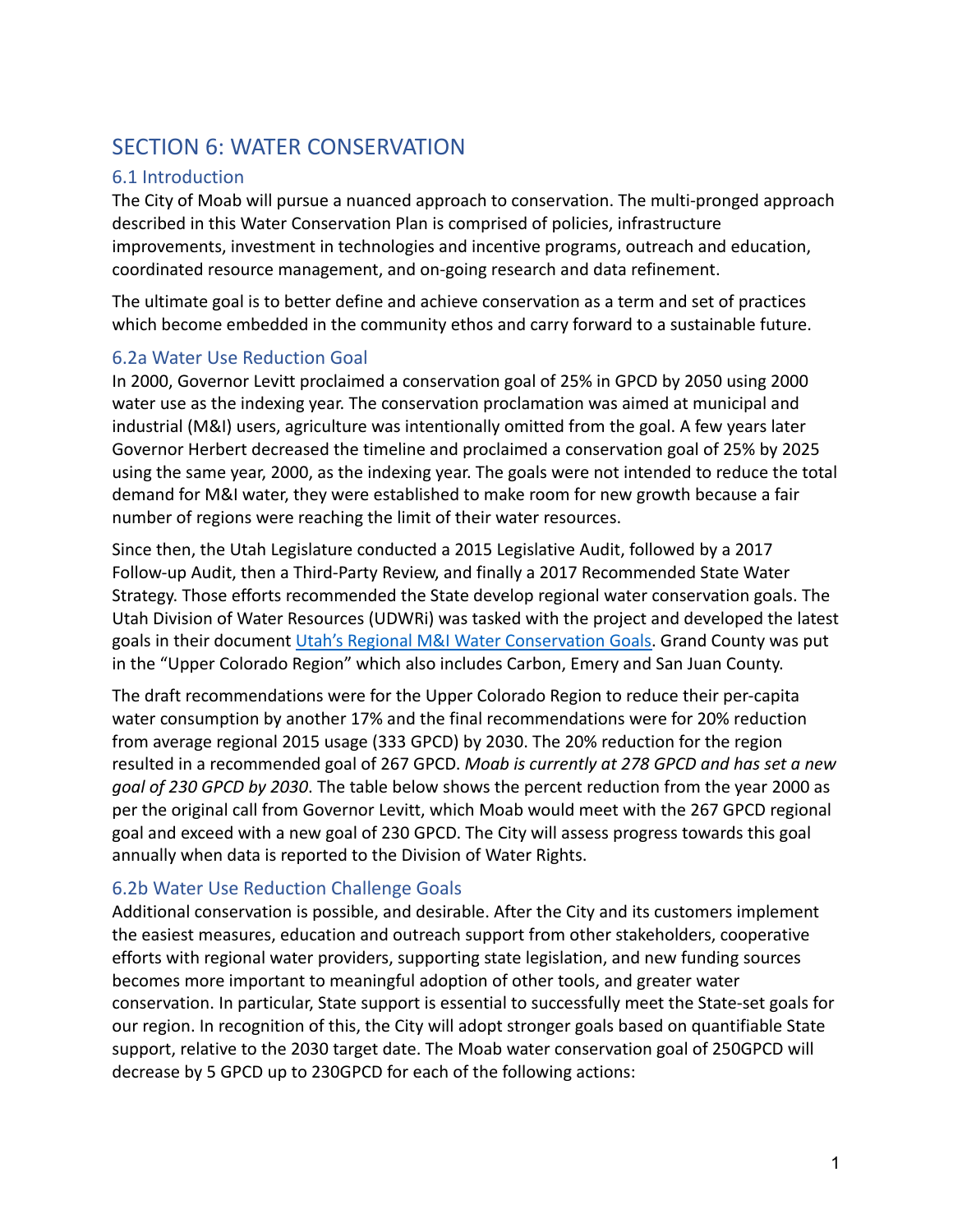# SECTION 6: WATER CONSERVATION

## 6.1 Introduction

The City of Moab will pursue a nuanced approach to conservation. The multi-pronged approach described in this Water Conservation Plan is comprised of policies, infrastructure improvements, investment in technologies and incentive programs, outreach and education, coordinated resource management, and on-going research and data refinement.

The ultimate goal is to better define and achieve conservation as a term and set of practices which become embedded in the community ethos and carry forward to a sustainable future.

## 6.2a Water Use Reduction Goal

In 2000, Governor Levitt proclaimed a conservation goal of 25% in GPCD by 2050 using 2000 water use as the indexing year. The conservation proclamation was aimed at municipal and industrial (M&I) users, agriculture was intentionally omitted from the goal. A few years later Governor Herbert decreased the timeline and proclaimed a conservation goal of 25% by 2025 using the same year, 2000, as the indexing year. The goals were not intended to reduce the total demand for M&I water, they were established to make room for new growth because a fair number of regions were reaching the limit of their water resources.

Since then, the Utah Legislature conducted a 2015 Legislative Audit, followed by a 2017 Follow-up Audit, then a Third-Party Review, and finally a 2017 Recommended State Water Strategy. Those efforts recommended the State develop regional water conservation goals. The Utah Division of Water Resources (UDWRi) was tasked with the project and developed the latest goals in their document [Utah's Regional M&I Water Conservation Goals](). Grand County was put in the "Upper Colorado Region" which also includes Carbon, Emery and San Juan County.

The draft recommendations were for the Upper Colorado Region to reduce their per-capita water consumption by another 17% and the final recommendations were for 20% reduction from average regional 2015 usage (333 GPCD) by 2030. The 20% reduction for the region resulted in a recommended goal of 267 GPCD. *Moab is currently at 278 GPCD and has set a new goal of 230 GPCD by 2030*. The table below shows the percent reduction from the year 2000 as per the original call from Governor Levitt, which Moab would meet with the 267 GPCD regional goal and exceed with a new goal of 230 GPCD. The City will assess progress towards this goal annually when data is reported to the Division of Water Rights.

## 6.2b Water Use Reduction Challenge Goals

Additional conservation is possible, and desirable. After the City and its customers implement the easiest measures, education and outreach support from other stakeholders, cooperative efforts with regional water providers, supporting state legislation, and new funding sources becomes more important to meaningful adoption of other tools, and greater water conservation. In particular, State support is essential to successfully meet the State-set goals for our region. In recognition of this, the City will adopt stronger goals based on quantifiable State support, relative to the 2030 target date. The Moab water conservation goal of 250GPCD will decrease by 5 GPCD up to 230GPCD for each of the following actions: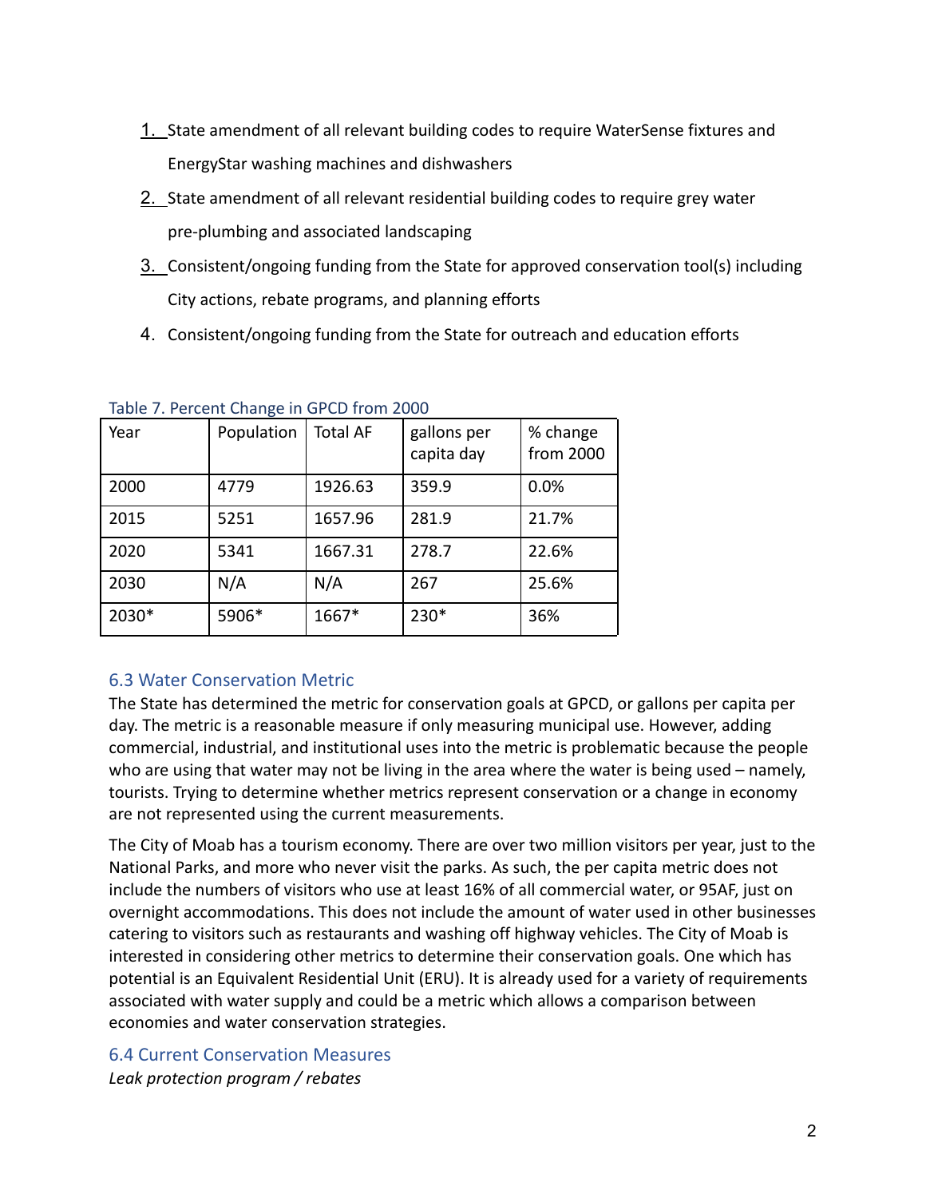1. State amendment of all relevant building codes to require WaterSense fixtures and EnergyStar washing machines and dishwashers
2. State amendment of all relevant residential building codes to require grey water pre-plumbing and associated landscaping
3. Consistent/ongoing funding from the State for approved conservation tool(s) including City actions, rebate programs, and planning efforts
4. Consistent/ongoing funding from the State for outreach and education efforts

Table 7. Percent Change in GPCD from 2000

| Year | Population | Total AF | gallons per capita day | % change from 2000 |
|---|---|---|---|---|
| 2000 | 4779 | 1926.63 | 359.9 | 0.0% |
| 2015 | 5251 | 1657.96 | 281.9 | 21.7% |
| 2020 | 5341 | 1667.31 | 278.7 | 22.6% |
| 2030 | N/A | N/A | 267 | 25.6% |
| 2030* | 5906* | 1667* | 230* | 36% |

### 6.3 Water Conservation Metric

The State has determined the metric for conservation goals at GPCD, or gallons per capita per day. The metric is a reasonable measure if only measuring municipal use. However, adding commercial, industrial, and institutional uses into the metric is problematic because the people who are using that water may not be living in the area where the water is being used – namely, tourists. Trying to determine whether metrics represent conservation or a change in economy are not represented using the current measurements.

The City of Moab has a tourism economy. There are over two million visitors per year, just to the National Parks, and more who never visit the parks. As such, the per capita metric does not include the numbers of visitors who use at least 16% of all commercial water, or 95AF, just on overnight accommodations. This does not include the amount of water used in other businesses catering to visitors such as restaurants and washing off highway vehicles. The City of Moab is interested in considering other metrics to determine their conservation goals. One which has potential is an Equivalent Residential Unit (ERU). It is already used for a variety of requirements associated with water supply and could be a metric which allows a comparison between economies and water conservation strategies.

### 6.4 Current Conservation Measures

*Leak protection program / rebates*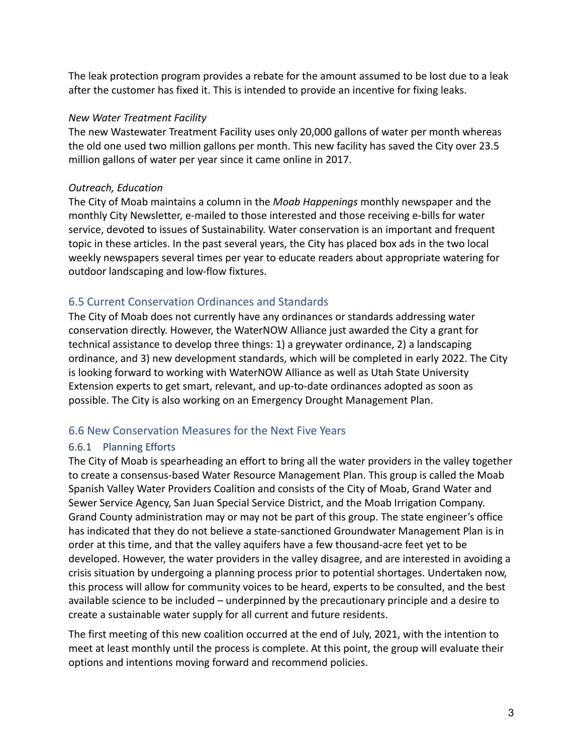The leak protection program provides a rebate for the amount assumed to be lost due to a leak after the customer has fixed it. This is intended to provide an incentive for fixing leaks.

*New Water Treatment Facility*

The new Wastewater Treatment Facility uses only 20,000 gallons of water per month whereas the old one used two million gallons per month. This new facility has saved the City over 23.5 million gallons of water per year since it came online in 2017.

*Outreach, Education*

The City of Moab maintains a column in the *Moab Happenings* monthly newspaper and the monthly City Newsletter, e-mailed to those interested and those receiving e-bills for water service, devoted to issues of Sustainability. Water conservation is an important and frequent topic in these articles. In the past several years, the City has placed box ads in the two local weekly newspapers several times per year to educate readers about appropriate watering for outdoor landscaping and low-flow fixtures.

## 6.5 Current Conservation Ordinances and Standards

The City of Moab does not currently have any ordinances or standards addressing water conservation directly. However, the WaterNOW Alliance just awarded the City a grant for technical assistance to develop three things: 1) a greywater ordinance, 2) a landscaping ordinance, and 3) new development standards, which will be completed in early 2022. The City is looking forward to working with WaterNOW Alliance as well as Utah State University Extension experts to get smart, relevant, and up-to-date ordinances adopted as soon as possible. The City is also working on an Emergency Drought Management Plan.

## 6.6 New Conservation Measures for the Next Five Years

### 6.6.1 Planning Efforts

The City of Moab is spearheading an effort to bring all the water providers in the valley together to create a consensus-based Water Resource Management Plan. This group is called the Moab Spanish Valley Water Providers Coalition and consists of the City of Moab, Grand Water and Sewer Service Agency, San Juan Special Service District, and the Moab Irrigation Company. Grand County administration may or may not be part of this group. The state engineer's office has indicated that they do not believe a state-sanctioned Groundwater Management Plan is in order at this time, and that the valley aquifers have a few thousand-acre feet yet to be developed. However, the water providers in the valley disagree, and are interested in avoiding a crisis situation by undergoing a planning process prior to potential shortages. Undertaken now, this process will allow for community voices to be heard, experts to be consulted, and the best available science to be included – underpinned by the precautionary principle and a desire to create a sustainable water supply for all current and future residents.

The first meeting of this new coalition occurred at the end of July, 2021, with the intention to meet at least monthly until the process is complete. At this point, the group will evaluate their options and intentions moving forward and recommend policies.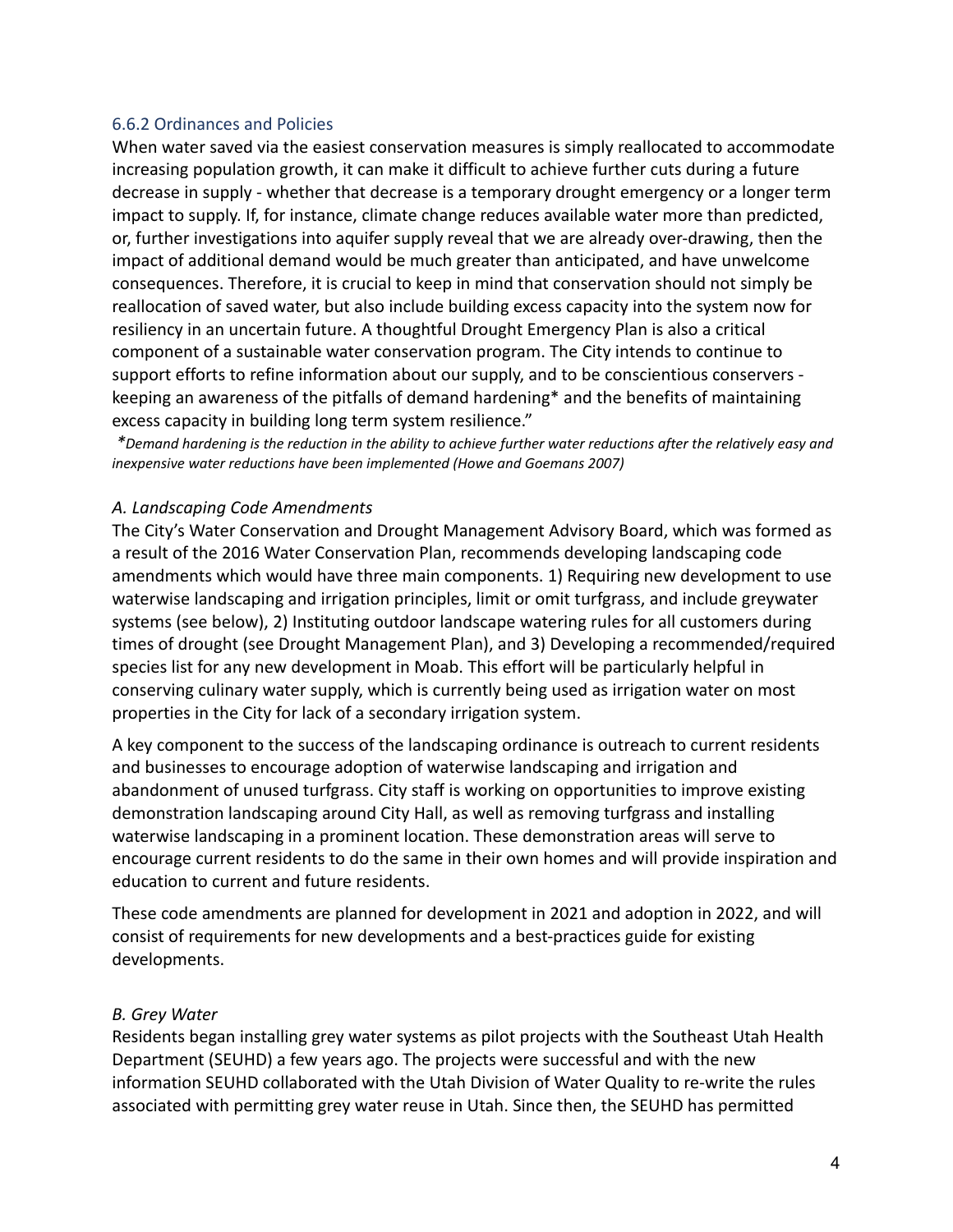### 6.6.2 Ordinances and Policies

When water saved via the easiest conservation measures is simply reallocated to accommodate increasing population growth, it can make it difficult to achieve further cuts during a future decrease in supply - whether that decrease is a temporary drought emergency or a longer term impact to supply. If, for instance, climate change reduces available water more than predicted, or, further investigations into aquifer supply reveal that we are already over-drawing, then the impact of additional demand would be much greater than anticipated, and have unwelcome consequences. Therefore, it is crucial to keep in mind that conservation should not simply be reallocation of saved water, but also include building excess capacity into the system now for resiliency in an uncertain future. A thoughtful Drought Emergency Plan is also a critical component of a sustainable water conservation program. The City intends to continue to support efforts to refine information about our supply, and to be conscientious conservers - keeping an awareness of the pitfalls of demand hardening* and the benefits of maintaining excess capacity in building long term system resilience."

*\*Demand hardening is the reduction in the ability to achieve further water reductions after the relatively easy and inexpensive water reductions have been implemented (Howe and Goemans 2007)*

*A. Landscaping Code Amendments*

The City's Water Conservation and Drought Management Advisory Board, which was formed as a result of the 2016 Water Conservation Plan, recommends developing landscaping code amendments which would have three main components. 1) Requiring new development to use waterwise landscaping and irrigation principles, limit or omit turfgrass, and include greywater systems (see below), 2) Instituting outdoor landscape watering rules for all customers during times of drought (see Drought Management Plan), and 3) Developing a recommended/required species list for any new development in Moab. This effort will be particularly helpful in conserving culinary water supply, which is currently being used as irrigation water on most properties in the City for lack of a secondary irrigation system.

A key component to the success of the landscaping ordinance is outreach to current residents and businesses to encourage adoption of waterwise landscaping and irrigation and abandonment of unused turfgrass. City staff is working on opportunities to improve existing demonstration landscaping around City Hall, as well as removing turfgrass and installing waterwise landscaping in a prominent location. These demonstration areas will serve to encourage current residents to do the same in their own homes and will provide inspiration and education to current and future residents.

These code amendments are planned for development in 2021 and adoption in 2022, and will consist of requirements for new developments and a best-practices guide for existing developments.

*B. Grey Water*

Residents began installing grey water systems as pilot projects with the Southeast Utah Health Department (SEUHD) a few years ago. The projects were successful and with the new information SEUHD collaborated with the Utah Division of Water Quality to re-write the rules associated with permitting grey water reuse in Utah. Since then, the SEUHD has permitted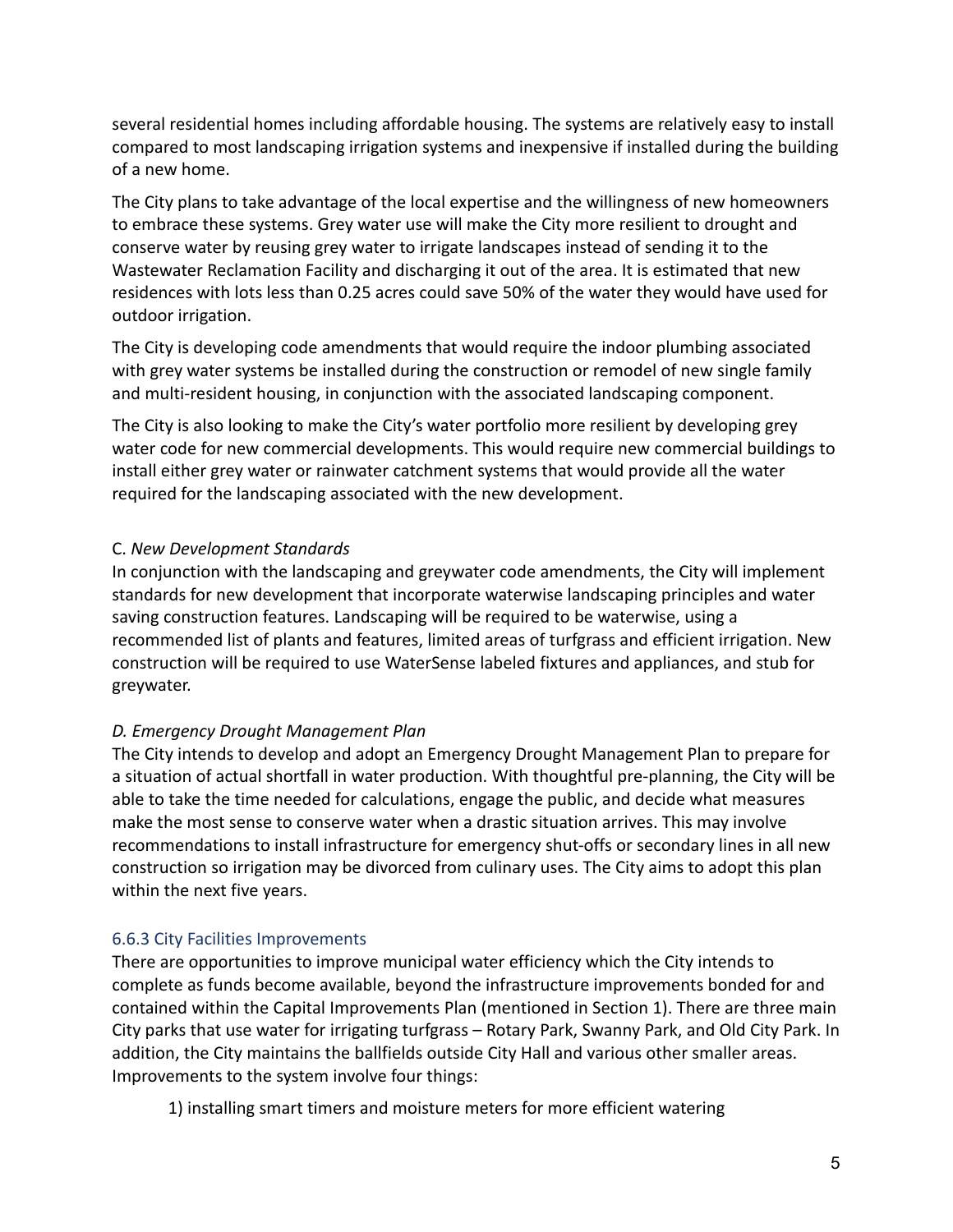several residential homes including affordable housing. The systems are relatively easy to install compared to most landscaping irrigation systems and inexpensive if installed during the building of a new home.

The City plans to take advantage of the local expertise and the willingness of new homeowners to embrace these systems. Grey water use will make the City more resilient to drought and conserve water by reusing grey water to irrigate landscapes instead of sending it to the Wastewater Reclamation Facility and discharging it out of the area. It is estimated that new residences with lots less than 0.25 acres could save 50% of the water they would have used for outdoor irrigation.

The City is developing code amendments that would require the indoor plumbing associated with grey water systems be installed during the construction or remodel of new single family and multi-resident housing, in conjunction with the associated landscaping component.

The City is also looking to make the City's water portfolio more resilient by developing grey water code for new commercial developments. This would require new commercial buildings to install either grey water or rainwater catchment systems that would provide all the water required for the landscaping associated with the new development.

C. *New Development Standards*
In conjunction with the landscaping and greywater code amendments, the City will implement standards for new development that incorporate waterwise landscaping principles and water saving construction features. Landscaping will be required to be waterwise, using a recommended list of plants and features, limited areas of turfgrass and efficient irrigation. New construction will be required to use WaterSense labeled fixtures and appliances, and stub for greywater.

*D. Emergency Drought Management Plan*
The City intends to develop and adopt an Emergency Drought Management Plan to prepare for a situation of actual shortfall in water production. With thoughtful pre-planning, the City will be able to take the time needed for calculations, engage the public, and decide what measures make the most sense to conserve water when a drastic situation arrives. This may involve recommendations to install infrastructure for emergency shut-offs or secondary lines in all new construction so irrigation may be divorced from culinary uses. The City aims to adopt this plan within the next five years.

### 6.6.3 City Facilities Improvements

There are opportunities to improve municipal water efficiency which the City intends to complete as funds become available, beyond the infrastructure improvements bonded for and contained within the Capital Improvements Plan (mentioned in Section 1). There are three main City parks that use water for irrigating turfgrass – Rotary Park, Swanny Park, and Old City Park. In addition, the City maintains the ballfields outside City Hall and various other smaller areas. Improvements to the system involve four things:

1) installing smart timers and moisture meters for more efficient watering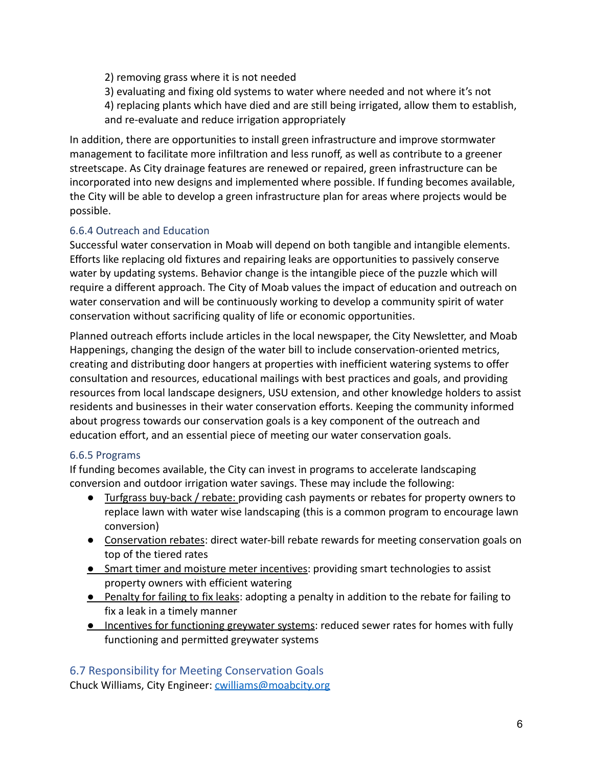2) removing grass where it is not needed
3) evaluating and fixing old systems to water where needed and not where it's not
4) replacing plants which have died and are still being irrigated, allow them to establish, and re-evaluate and reduce irrigation appropriately

In addition, there are opportunities to install green infrastructure and improve stormwater management to facilitate more infiltration and less runoff, as well as contribute to a greener streetscape. As City drainage features are renewed or repaired, green infrastructure can be incorporated into new designs and implemented where possible. If funding becomes available, the City will be able to develop a green infrastructure plan for areas where projects would be possible.

### 6.6.4 Outreach and Education

Successful water conservation in Moab will depend on both tangible and intangible elements. Efforts like replacing old fixtures and repairing leaks are opportunities to passively conserve water by updating systems. Behavior change is the intangible piece of the puzzle which will require a different approach. The City of Moab values the impact of education and outreach on water conservation and will be continuously working to develop a community spirit of water conservation without sacrificing quality of life or economic opportunities.

Planned outreach efforts include articles in the local newspaper, the City Newsletter, and Moab Happenings, changing the design of the water bill to include conservation-oriented metrics, creating and distributing door hangers at properties with inefficient watering systems to offer consultation and resources, educational mailings with best practices and goals, and providing resources from local landscape designers, USU extension, and other knowledge holders to assist residents and businesses in their water conservation efforts. Keeping the community informed about progress towards our conservation goals is a key component of the outreach and education effort, and an essential piece of meeting our water conservation goals.

### 6.6.5 Programs

If funding becomes available, the City can invest in programs to accelerate landscaping conversion and outdoor irrigation water savings. These may include the following:

- Turfgrass buy-back / rebate: providing cash payments or rebates for property owners to replace lawn with water wise landscaping (this is a common program to encourage lawn conversion)
- Conservation rebates: direct water-bill rebate rewards for meeting conservation goals on top of the tiered rates
- Smart timer and moisture meter incentives: providing smart technologies to assist property owners with efficient watering
- Penalty for failing to fix leaks: adopting a penalty in addition to the rebate for failing to fix a leak in a timely manner
- Incentives for functioning greywater systems: reduced sewer rates for homes with fully functioning and permitted greywater systems

## 6.7 Responsibility for Meeting Conservation Goals

Chuck Williams, City Engineer: cwilliams@moabcity.org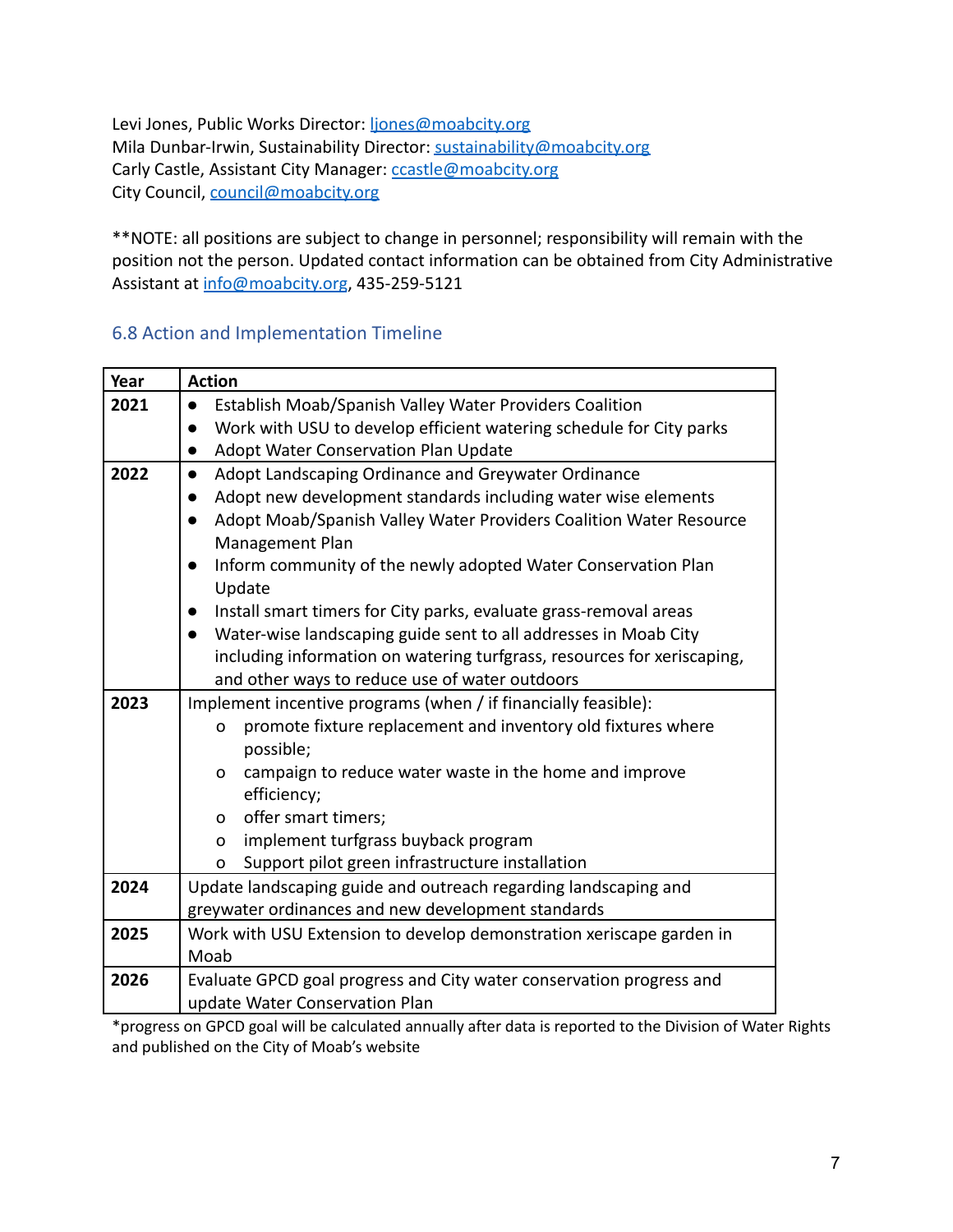Levi Jones, Public Works Director: ljones@moabcity.org
Mila Dunbar-Irwin, Sustainability Director: sustainability@moabcity.org
Carly Castle, Assistant City Manager: ccastle@moabcity.org
City Council, council@moabcity.org

**NOTE: all positions are subject to change in personnel; responsibility will remain with the position not the person. Updated contact information can be obtained from City Administrative Assistant at info@moabcity.org, 435-259-5121

## 6.8 Action and Implementation Timeline

| Year | Action |
| --- | --- |
| **2021** | • Establish Moab/Spanish Valley Water Providers Coalition<br>• Work with USU to develop efficient watering schedule for City parks<br>• Adopt Water Conservation Plan Update |
| **2022** | • Adopt Landscaping Ordinance and Greywater Ordinance<br>• Adopt new development standards including water wise elements<br>• Adopt Moab/Spanish Valley Water Providers Coalition Water Resource Management Plan<br>• Inform community of the newly adopted Water Conservation Plan Update<br>• Install smart timers for City parks, evaluate grass-removal areas<br>• Water-wise landscaping guide sent to all addresses in Moab City including information on watering turfgrass, resources for xeriscaping, and other ways to reduce use of water outdoors |
| **2023** | Implement incentive programs (when / if financially feasible):<br>o promote fixture replacement and inventory old fixtures where possible;<br>o campaign to reduce water waste in the home and improve efficiency;<br>o offer smart timers;<br>o implement turfgrass buyback program<br>o Support pilot green infrastructure installation |
| **2024** | Update landscaping guide and outreach regarding landscaping and greywater ordinances and new development standards |
| **2025** | Work with USU Extension to develop demonstration xeriscape garden in Moab |
| **2026** | Evaluate GPCD goal progress and City water conservation progress and update Water Conservation Plan |

*progress on GPCD goal will be calculated annually after data is reported to the Division of Water Rights and published on the City of Moab's website